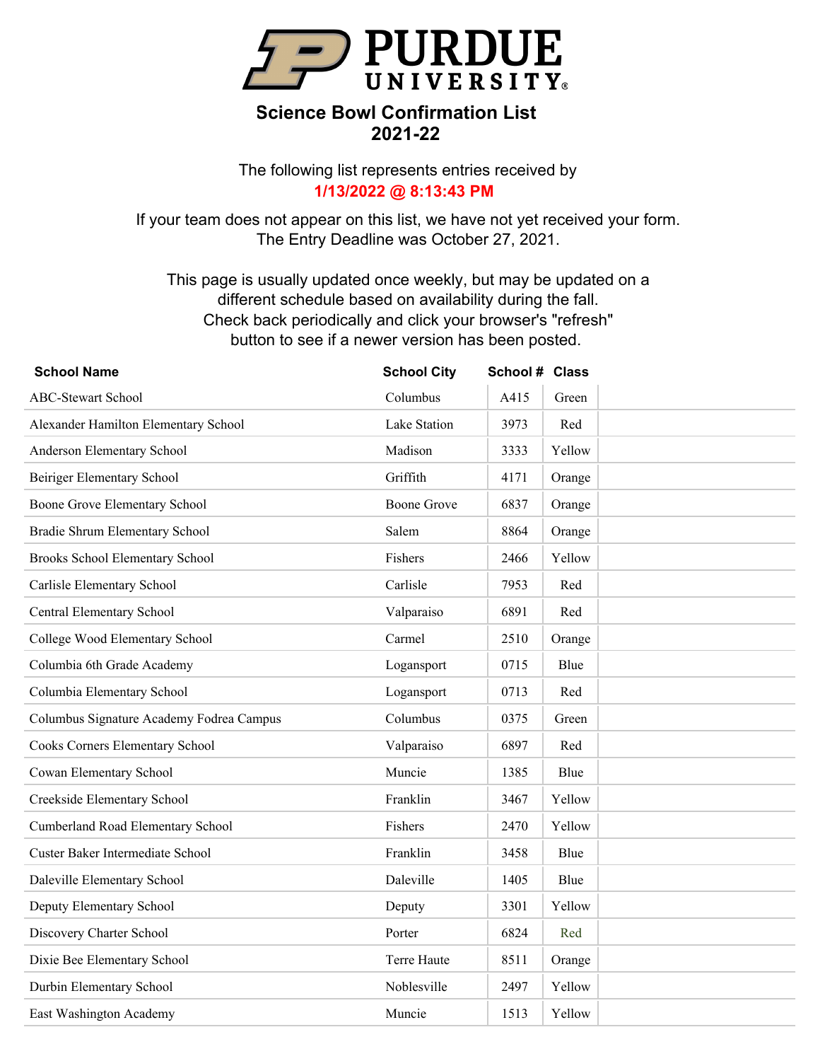# PURDUE UNIVERSITY

## Science Bowl Confirmation List
## 2021-22

The following list represents entries received by
**1/13/2022 @ 8:13:43 PM**

If your team does not appear on this list, we have not yet received your form.
The Entry Deadline was October 27, 2021.

This page is usually updated once weekly, but may be updated on a different schedule based on availability during the fall.
Check back periodically and click your browser's "refresh" button to see if a newer version has been posted.

| School Name | School City | School # | Class |
|---|---|---|---|
| ABC-Stewart School | Columbus | A415 | Green |
| Alexander Hamilton Elementary School | Lake Station | 3973 | Red |
| Anderson Elementary School | Madison | 3333 | Yellow |
| Beiriger Elementary School | Griffith | 4171 | Orange |
| Boone Grove Elementary School | Boone Grove | 6837 | Orange |
| Bradie Shrum Elementary School | Salem | 8864 | Orange |
| Brooks School Elementary School | Fishers | 2466 | Yellow |
| Carlisle Elementary School | Carlisle | 7953 | Red |
| Central Elementary School | Valparaiso | 6891 | Red |
| College Wood Elementary School | Carmel | 2510 | Orange |
| Columbia 6th Grade Academy | Logansport | 0715 | Blue |
| Columbia Elementary School | Logansport | 0713 | Red |
| Columbus Signature Academy Fodrea Campus | Columbus | 0375 | Green |
| Cooks Corners Elementary School | Valparaiso | 6897 | Red |
| Cowan Elementary School | Muncie | 1385 | Blue |
| Creekside Elementary School | Franklin | 3467 | Yellow |
| Cumberland Road Elementary School | Fishers | 2470 | Yellow |
| Custer Baker Intermediate School | Franklin | 3458 | Blue |
| Daleville Elementary School | Daleville | 1405 | Blue |
| Deputy Elementary School | Deputy | 3301 | Yellow |
| Discovery Charter School | Porter | 6824 | Red |
| Dixie Bee Elementary School | Terre Haute | 8511 | Orange |
| Durbin Elementary School | Noblesville | 2497 | Yellow |
| East Washington Academy | Muncie | 1513 | Yellow |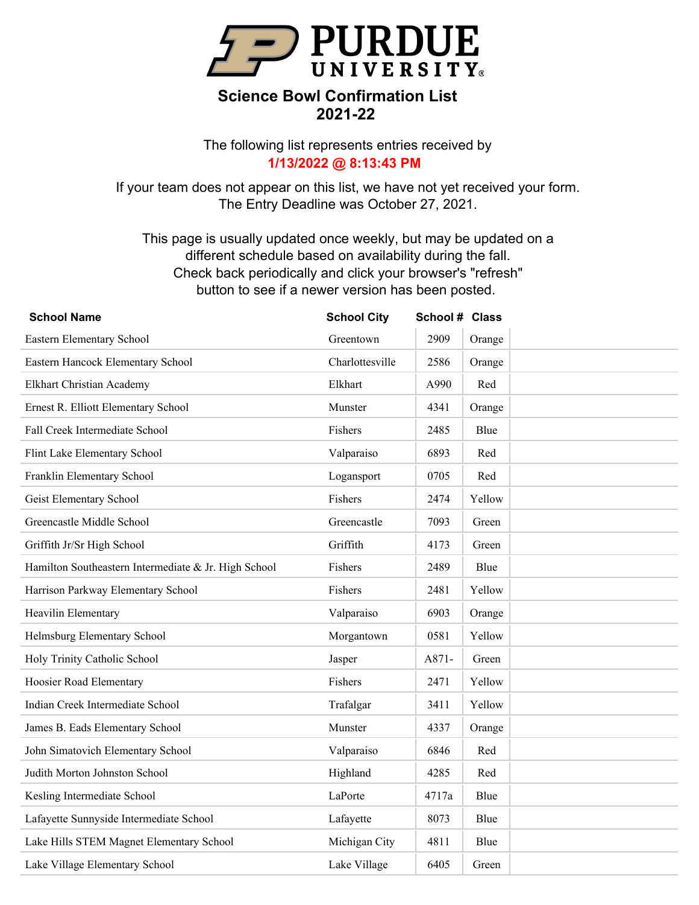# Science Bowl Confirmation List
## 2021-22

The following list represents entries received by
**1/13/2022 @ 8:13:43 PM**

If your team does not appear on this list, we have not yet received your form.
The Entry Deadline was October 27, 2021.

This page is usually updated once weekly, but may be updated on a different schedule based on availability during the fall.
Check back periodically and click your browser's "refresh" button to see if a newer version has been posted.

| School Name | School City | School # | Class |
|---|---|---|---|
| Eastern Elementary School | Greentown | 2909 | Orange |
| Eastern Hancock Elementary School | Charlottesville | 2586 | Orange |
| Elkhart Christian Academy | Elkhart | A990 | Red |
| Ernest R. Elliott Elementary School | Munster | 4341 | Orange |
| Fall Creek Intermediate School | Fishers | 2485 | Blue |
| Flint Lake Elementary School | Valparaiso | 6893 | Red |
| Franklin Elementary School | Logansport | 0705 | Red |
| Geist Elementary School | Fishers | 2474 | Yellow |
| Greencastle Middle School | Greencastle | 7093 | Green |
| Griffith Jr/Sr High School | Griffith | 4173 | Green |
| Hamilton Southeastern Intermediate & Jr. High School | Fishers | 2489 | Blue |
| Harrison Parkway Elementary School | Fishers | 2481 | Yellow |
| Heavilin Elementary | Valparaiso | 6903 | Orange |
| Helmsburg Elementary School | Morgantown | 0581 | Yellow |
| Holy Trinity Catholic School | Jasper | A871- | Green |
| Hoosier Road Elementary | Fishers | 2471 | Yellow |
| Indian Creek Intermediate School | Trafalgar | 3411 | Yellow |
| James B. Eads Elementary School | Munster | 4337 | Orange |
| John Simatovich Elementary School | Valparaiso | 6846 | Red |
| Judith Morton Johnston School | Highland | 4285 | Red |
| Kesling Intermediate School | LaPorte | 4717a | Blue |
| Lafayette Sunnyside Intermediate School | Lafayette | 8073 | Blue |
| Lake Hills STEM Magnet Elementary School | Michigan City | 4811 | Blue |
| Lake Village Elementary School | Lake Village | 6405 | Green |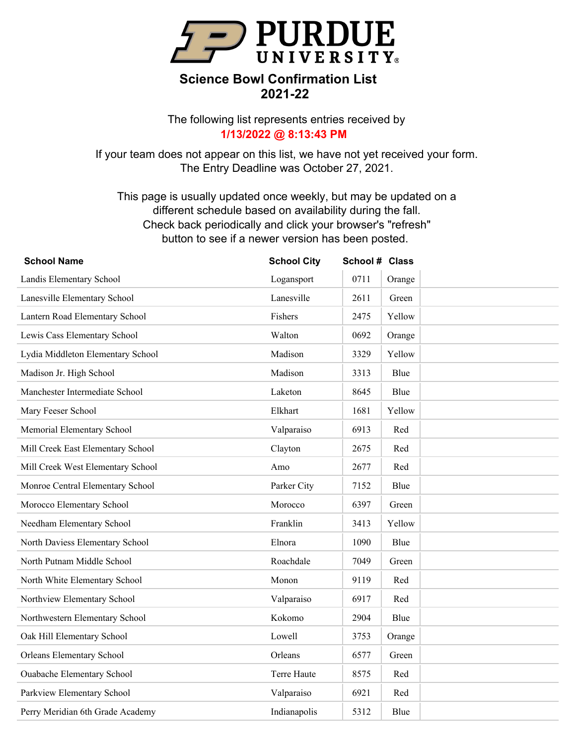# PURDUE UNIVERSITY

## Science Bowl Confirmation List
## 2021-22

The following list represents entries received by
**1/13/2022 @ 8:13:43 PM**

If your team does not appear on this list, we have not yet received your form.
The Entry Deadline was October 27, 2021.

This page is usually updated once weekly, but may be updated on a different schedule based on availability during the fall.
Check back periodically and click your browser's "refresh" button to see if a newer version has been posted.

| School Name | School City | School # | Class |
|---|---|---|---|
| Landis Elementary School | Logansport | 0711 | Orange |
| Lanesville Elementary School | Lanesville | 2611 | Green |
| Lantern Road Elementary School | Fishers | 2475 | Yellow |
| Lewis Cass Elementary School | Walton | 0692 | Orange |
| Lydia Middleton Elementary School | Madison | 3329 | Yellow |
| Madison Jr. High School | Madison | 3313 | Blue |
| Manchester Intermediate School | Laketon | 8645 | Blue |
| Mary Feeser School | Elkhart | 1681 | Yellow |
| Memorial Elementary School | Valparaiso | 6913 | Red |
| Mill Creek East Elementary School | Clayton | 2675 | Red |
| Mill Creek West Elementary School | Amo | 2677 | Red |
| Monroe Central Elementary School | Parker City | 7152 | Blue |
| Morocco Elementary School | Morocco | 6397 | Green |
| Needham Elementary School | Franklin | 3413 | Yellow |
| North Daviess Elementary School | Elnora | 1090 | Blue |
| North Putnam Middle School | Roachdale | 7049 | Green |
| North White Elementary School | Monon | 9119 | Red |
| Northview Elementary School | Valparaiso | 6917 | Red |
| Northwestern Elementary School | Kokomo | 2904 | Blue |
| Oak Hill Elementary School | Lowell | 3753 | Orange |
| Orleans Elementary School | Orleans | 6577 | Green |
| Ouabache Elementary School | Terre Haute | 8575 | Red |
| Parkview Elementary School | Valparaiso | 6921 | Red |
| Perry Meridian 6th Grade Academy | Indianapolis | 5312 | Blue |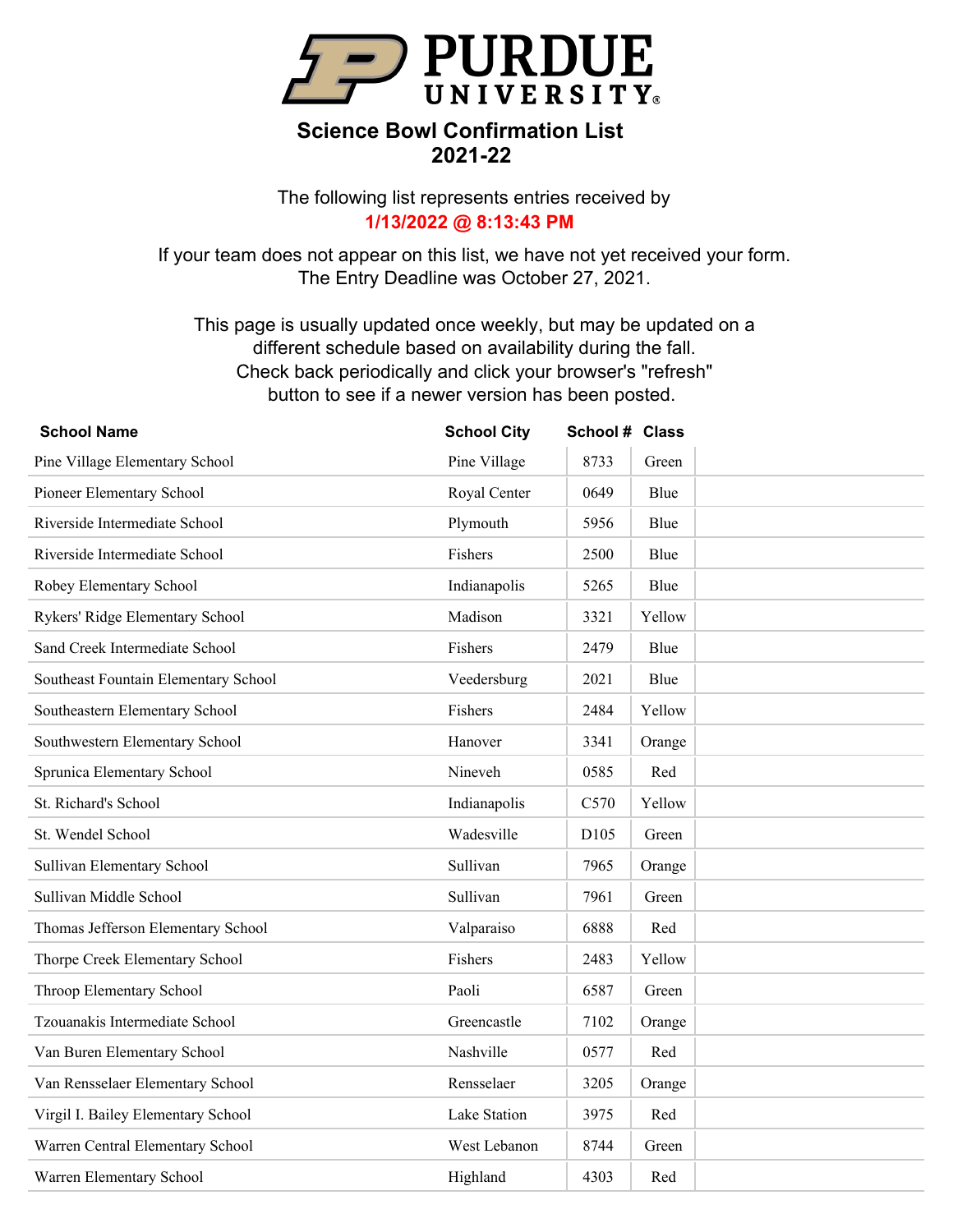PURDUE UNIVERSITY

# Science Bowl Confirmation List
## 2021-22

The following list represents entries received by
**1/13/2022 @ 8:13:43 PM**

If your team does not appear on this list, we have not yet received your form.
The Entry Deadline was October 27, 2021.

This page is usually updated once weekly, but may be updated on a different schedule based on availability during the fall.
Check back periodically and click your browser's "refresh" button to see if a newer version has been posted.

| School Name | School City | School # | Class |
|---|---|---|---|
| Pine Village Elementary School | Pine Village | 8733 | Green |
| Pioneer Elementary School | Royal Center | 0649 | Blue |
| Riverside Intermediate School | Plymouth | 5956 | Blue |
| Riverside Intermediate School | Fishers | 2500 | Blue |
| Robey Elementary School | Indianapolis | 5265 | Blue |
| Rykers' Ridge Elementary School | Madison | 3321 | Yellow |
| Sand Creek Intermediate School | Fishers | 2479 | Blue |
| Southeast Fountain Elementary School | Veedersburg | 2021 | Blue |
| Southeastern Elementary School | Fishers | 2484 | Yellow |
| Southwestern Elementary School | Hanover | 3341 | Orange |
| Sprunica Elementary School | Nineveh | 0585 | Red |
| St. Richard's School | Indianapolis | C570 | Yellow |
| St. Wendel School | Wadesville | D105 | Green |
| Sullivan Elementary School | Sullivan | 7965 | Orange |
| Sullivan Middle School | Sullivan | 7961 | Green |
| Thomas Jefferson Elementary School | Valparaiso | 6888 | Red |
| Thorpe Creek Elementary School | Fishers | 2483 | Yellow |
| Throop Elementary School | Paoli | 6587 | Green |
| Tzouanakis Intermediate School | Greencastle | 7102 | Orange |
| Van Buren Elementary School | Nashville | 0577 | Red |
| Van Rensselaer Elementary School | Rensselaer | 3205 | Orange |
| Virgil I. Bailey Elementary School | Lake Station | 3975 | Red |
| Warren Central Elementary School | West Lebanon | 8744 | Green |
| Warren Elementary School | Highland | 4303 | Red |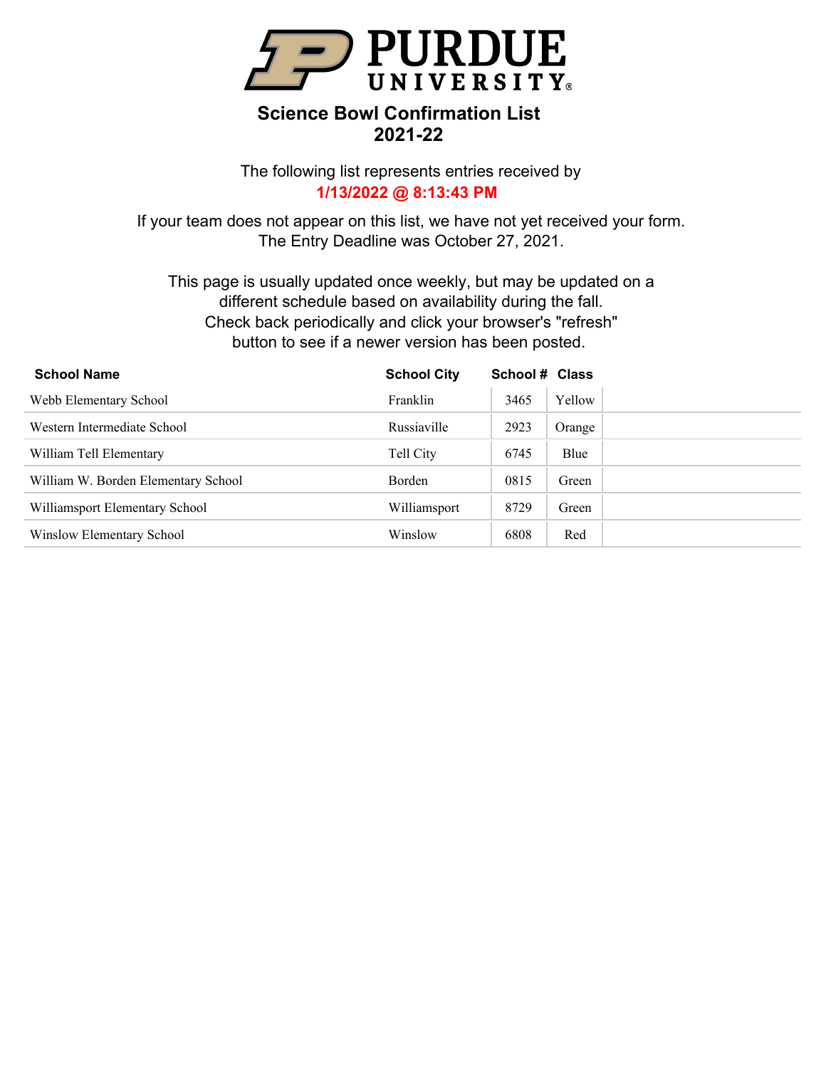# Science Bowl Confirmation List
## 2021-22

The following list represents entries received by
**1/13/2022 @ 8:13:43 PM**

If your team does not appear on this list, we have not yet received your form.
The Entry Deadline was October 27, 2021.

This page is usually updated once weekly, but may be updated on a different schedule based on availability during the fall.
Check back periodically and click your browser's "refresh" button to see if a newer version has been posted.

| School Name | School City | School # | Class |
|---|---|---|---|
| Webb Elementary School | Franklin | 3465 | Yellow |
| Western Intermediate School | Russiaville | 2923 | Orange |
| William Tell Elementary | Tell City | 6745 | Blue |
| William W. Borden Elementary School | Borden | 0815 | Green |
| Williamsport Elementary School | Williamsport | 8729 | Green |
| Winslow Elementary School | Winslow | 6808 | Red |